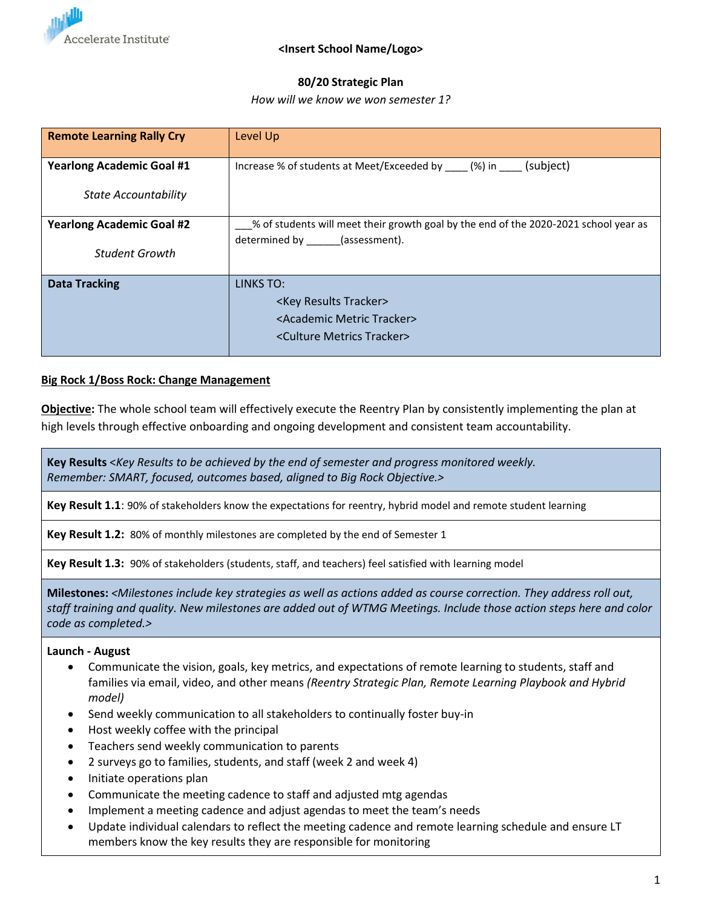**<Insert School Name/Logo>**

**80/20 Strategic Plan**

*How will we know we won semester 1?*

| **Remote Learning Rally Cry** | Level Up |
|---|---|
| **Yearlong Academic Goal #1**<br><br>*State Accountability* | Increase % of students at Meet/Exceeded by ____ (%) in ____ (subject) |
| **Yearlong Academic Goal #2**<br><br>*Student Growth* | ___% of students will meet their growth goal by the end of the 2020-2021 school year as determined by ______(assessment). |
| **Data Tracking** | LINKS TO:<br><Key Results Tracker><br><Academic Metric Tracker><br><Culture Metrics Tracker> |

**Big Rock 1/Boss Rock: Change Management**

**Objective:** The whole school team will effectively execute the Reentry Plan by consistently implementing the plan at high levels through effective onboarding and ongoing development and consistent team accountability.

**Key Results** *<Key Results to be achieved by the end of semester and progress monitored weekly. Remember: SMART, focused, outcomes based, aligned to Big Rock Objective.>*

**Key Result 1.1**: 90% of stakeholders know the expectations for reentry, hybrid model and remote student learning

**Key Result 1.2:** 80% of monthly milestones are completed by the end of Semester 1

**Key Result 1.3:** 90% of stakeholders (students, staff, and teachers) feel satisfied with learning model

**Milestones:** *<Milestones include key strategies as well as actions added as course correction. They address roll out, staff training and quality. New milestones are added out of WTMG Meetings. Include those action steps here and color code as completed.>*

**Launch - August**

- Communicate the vision, goals, key metrics, and expectations of remote learning to students, staff and families via email, video, and other means *(Reentry Strategic Plan, Remote Learning Playbook and Hybrid model)*
- Send weekly communication to all stakeholders to continually foster buy-in
- Host weekly coffee with the principal
- Teachers send weekly communication to parents
- 2 surveys go to families, students, and staff (week 2 and week 4)
- Initiate operations plan
- Communicate the meeting cadence to staff and adjusted mtg agendas
- Implement a meeting cadence and adjust agendas to meet the team's needs
- Update individual calendars to reflect the meeting cadence and remote learning schedule and ensure LT members know the key results they are responsible for monitoring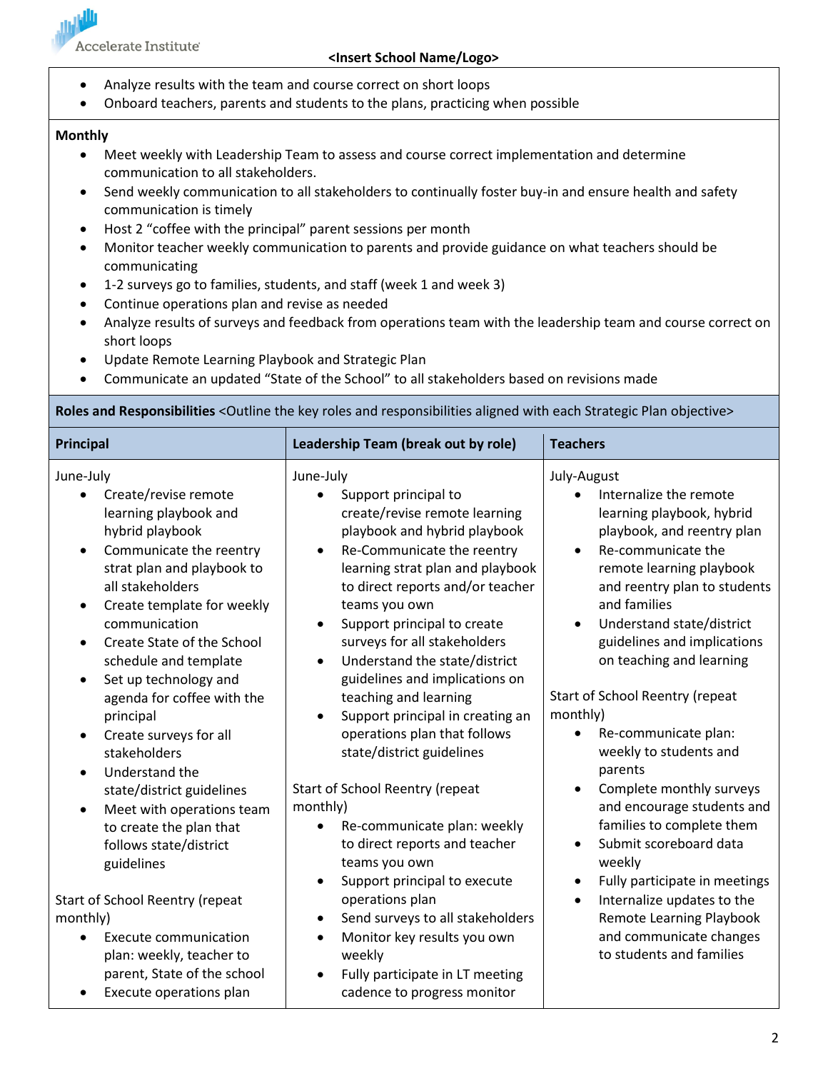- Analyze results with the team and course correct on short loops
- Onboard teachers, parents and students to the plans, practicing when possible

**Monthly**

- Meet weekly with Leadership Team to assess and course correct implementation and determine communication to all stakeholders.
- Send weekly communication to all stakeholders to continually foster buy-in and ensure health and safety communication is timely
- Host 2 "coffee with the principal" parent sessions per month
- Monitor teacher weekly communication to parents and provide guidance on what teachers should be communicating
- 1-2 surveys go to families, students, and staff (week 1 and week 3)
- Continue operations plan and revise as needed
- Analyze results of surveys and feedback from operations team with the leadership team and course correct on short loops
- Update Remote Learning Playbook and Strategic Plan
- Communicate an updated "State of the School" to all stakeholders based on revisions made

**Roles and Responsibilities** <Outline the key roles and responsibilities aligned with each Strategic Plan objective>

| Principal | Leadership Team (break out by role) | Teachers |
|---|---|---|
| June-July<br>• Create/revise remote learning playbook and hybrid playbook<br>• Communicate the reentry strat plan and playbook to all stakeholders<br>• Create template for weekly communication<br>• Create State of the School schedule and template<br>• Set up technology and agenda for coffee with the principal<br>• Create surveys for all stakeholders<br>• Understand the state/district guidelines<br>• Meet with operations team to create the plan that follows state/district guidelines<br><br>Start of School Reentry (repeat monthly)<br>• Execute communication plan: weekly, teacher to parent, State of the school<br>• Execute operations plan | June-July<br>• Support principal to create/revise remote learning playbook and hybrid playbook<br>• Re-Communicate the reentry learning strat plan and playbook to direct reports and/or teacher teams you own<br>• Support principal to create surveys for all stakeholders<br>• Understand the state/district guidelines and implications on teaching and learning<br>• Support principal in creating an operations plan that follows state/district guidelines<br><br>Start of School Reentry (repeat monthly)<br>• Re-communicate plan: weekly to direct reports and teacher teams you own<br>• Support principal to execute operations plan<br>• Send surveys to all stakeholders<br>• Monitor key results you own weekly<br>• Fully participate in LT meeting cadence to progress monitor | July-August<br>• Internalize the remote learning playbook, hybrid playbook, and reentry plan<br>• Re-communicate the remote learning playbook and reentry plan to students and families<br>• Understand state/district guidelines and implications on teaching and learning<br><br>Start of School Reentry (repeat monthly)<br>• Re-communicate plan: weekly to students and parents<br>• Complete monthly surveys and encourage students and families to complete them<br>• Submit scoreboard data weekly<br>• Fully participate in meetings<br>• Internalize updates to the Remote Learning Playbook and communicate changes to students and families |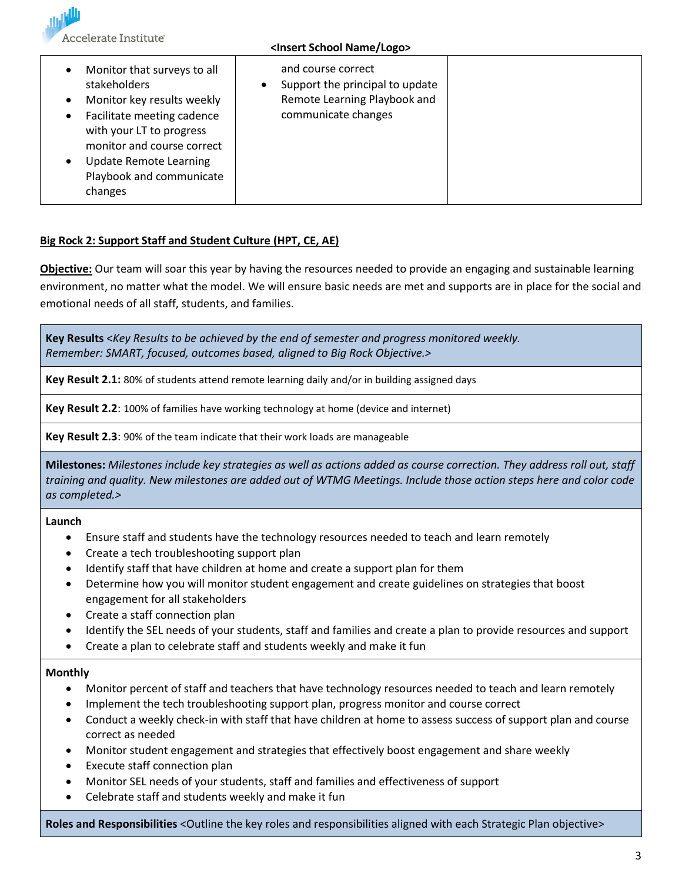| | | |
|---|---|---|
| <ul><li>Monitor that surveys to all stakeholders</li><li>Monitor key results weekly</li><li>Facilitate meeting cadence with your LT to progress monitor and course correct</li><li>Update Remote Learning Playbook and communicate changes</li></ul> | and course correct<ul><li>Support the principal to update Remote Learning Playbook and communicate changes</li></ul> | |

**Big Rock 2: Support Staff and Student Culture (HPT, CE, AE)**

**Objective:** Our team will soar this year by having the resources needed to provide an engaging and sustainable learning environment, no matter what the model. We will ensure basic needs are met and supports are in place for the social and emotional needs of all staff, students, and families.

**Key Results** *<Key Results to be achieved by the end of semester and progress monitored weekly. Remember: SMART, focused, outcomes based, aligned to Big Rock Objective.>*

**Key Result 2.1:** 80% of students attend remote learning daily and/or in building assigned days

**Key Result 2.2**: 100% of families have working technology at home (device and internet)

**Key Result 2.3**: 90% of the team indicate that their work loads are manageable

**Milestones:** *Milestones include key strategies as well as actions added as course correction. They address roll out, staff training and quality. New milestones are added out of WTMG Meetings. Include those action steps here and color code as completed.>*

**Launch**

- Ensure staff and students have the technology resources needed to teach and learn remotely
- Create a tech troubleshooting support plan
- Identify staff that have children at home and create a support plan for them
- Determine how you will monitor student engagement and create guidelines on strategies that boost engagement for all stakeholders
- Create a staff connection plan
- Identify the SEL needs of your students, staff and families and create a plan to provide resources and support
- Create a plan to celebrate staff and students weekly and make it fun

**Monthly**

- Monitor percent of staff and teachers that have technology resources needed to teach and learn remotely
- Implement the tech troubleshooting support plan, progress monitor and course correct
- Conduct a weekly check-in with staff that have children at home to assess success of support plan and course correct as needed
- Monitor student engagement and strategies that effectively boost engagement and share weekly
- Execute staff connection plan
- Monitor SEL needs of your students, staff and families and effectiveness of support
- Celebrate staff and students weekly and make it fun

**Roles and Responsibilities** <Outline the key roles and responsibilities aligned with each Strategic Plan objective>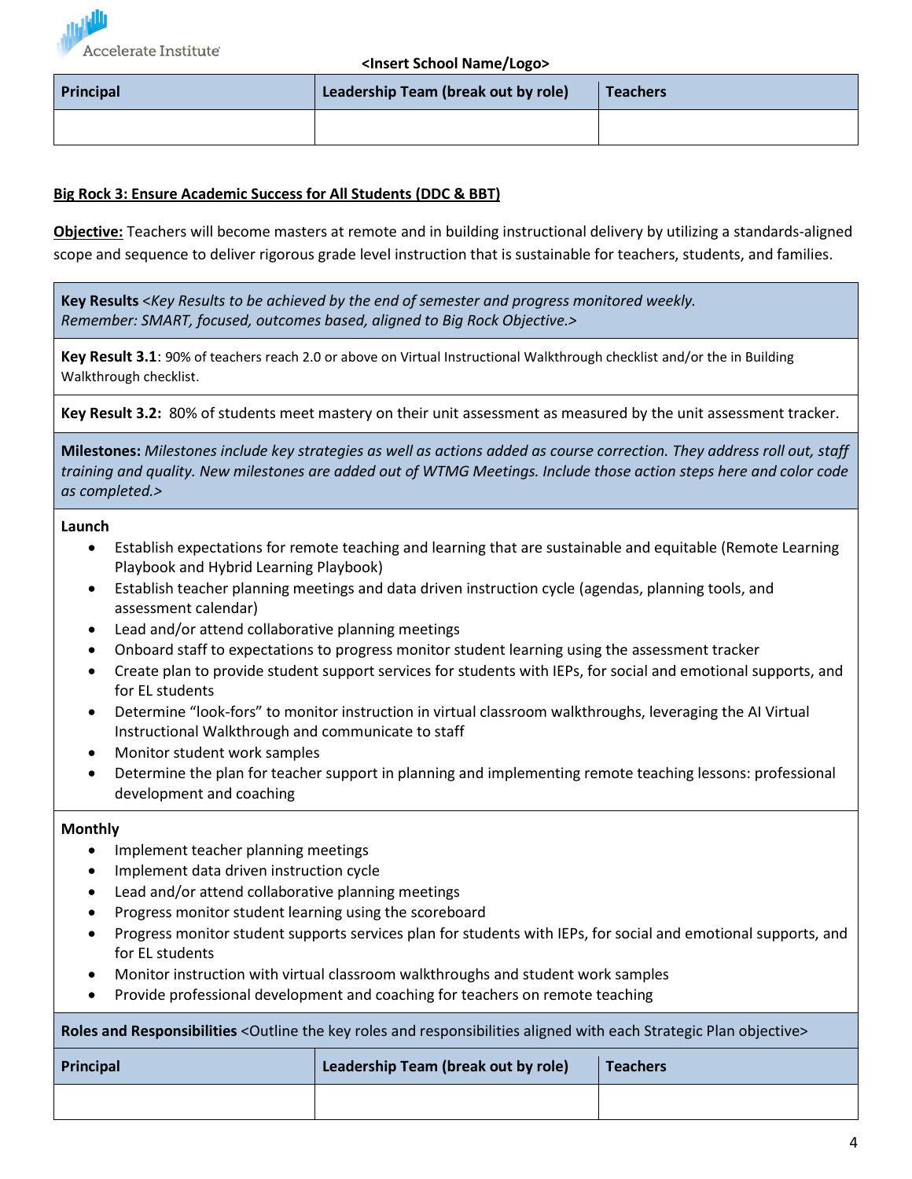<Insert School Name/Logo>

| Principal | Leadership Team (break out by role) | Teachers |
| --- | --- | --- |
| | | |

**Big Rock 3: Ensure Academic Success for All Students (DDC & BBT)**

**Objective:** Teachers will become masters at remote and in building instructional delivery by utilizing a standards-aligned scope and sequence to deliver rigorous grade level instruction that is sustainable for teachers, students, and families.

**Key Results** *<Key Results to be achieved by the end of semester and progress monitored weekly. Remember: SMART, focused, outcomes based, aligned to Big Rock Objective.>*

**Key Result 3.1**: 90% of teachers reach 2.0 or above on Virtual Instructional Walkthrough checklist and/or the in Building Walkthrough checklist.

**Key Result 3.2:** 80% of students meet mastery on their unit assessment as measured by the unit assessment tracker.

**Milestones:** *Milestones include key strategies as well as actions added as course correction. They address roll out, staff training and quality. New milestones are added out of WTMG Meetings. Include those action steps here and color code as completed.>*

**Launch**

- Establish expectations for remote teaching and learning that are sustainable and equitable (Remote Learning Playbook and Hybrid Learning Playbook)
- Establish teacher planning meetings and data driven instruction cycle (agendas, planning tools, and assessment calendar)
- Lead and/or attend collaborative planning meetings
- Onboard staff to expectations to progress monitor student learning using the assessment tracker
- Create plan to provide student support services for students with IEPs, for social and emotional supports, and for EL students
- Determine "look-fors" to monitor instruction in virtual classroom walkthroughs, leveraging the AI Virtual Instructional Walkthrough and communicate to staff
- Monitor student work samples
- Determine the plan for teacher support in planning and implementing remote teaching lessons: professional development and coaching

**Monthly**

- Implement teacher planning meetings
- Implement data driven instruction cycle
- Lead and/or attend collaborative planning meetings
- Progress monitor student learning using the scoreboard
- Progress monitor student supports services plan for students with IEPs, for social and emotional supports, and for EL students
- Monitor instruction with virtual classroom walkthroughs and student work samples
- Provide professional development and coaching for teachers on remote teaching

**Roles and Responsibilities** <Outline the key roles and responsibilities aligned with each Strategic Plan objective>

| Principal | Leadership Team (break out by role) | Teachers |
| --- | --- | --- |
| | | |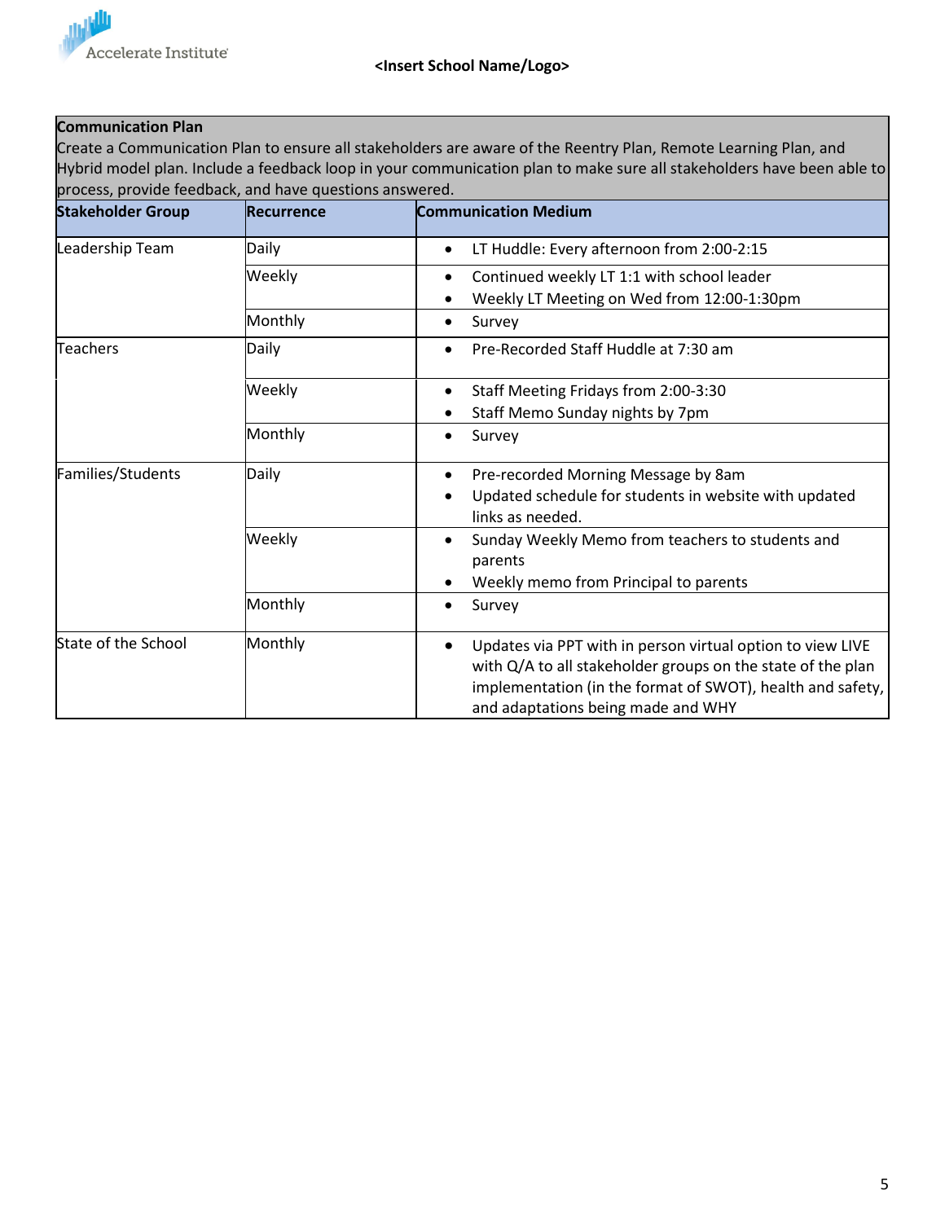<Insert School Name/Logo>

| **Communication Plan**<br>Create a Communication Plan to ensure all stakeholders are aware of the Reentry Plan, Remote Learning Plan, and Hybrid model plan. Include a feedback loop in your communication plan to make sure all stakeholders have been able to process, provide feedback, and have questions answered. | | |
|---|---|---|
| **Stakeholder Group** | **Recurrence** | **Communication Medium** |
| Leadership Team | Daily | • LT Huddle: Every afternoon from 2:00-2:15 |
| | Weekly | • Continued weekly LT 1:1 with school leader<br>• Weekly LT Meeting on Wed from 12:00-1:30pm |
| | Monthly | • Survey |
| Teachers | Daily | • Pre-Recorded Staff Huddle at 7:30 am |
| | Weekly | • Staff Meeting Fridays from 2:00-3:30<br>• Staff Memo Sunday nights by 7pm |
| | Monthly | • Survey |
| Families/Students | Daily | • Pre-recorded Morning Message by 8am<br>• Updated schedule for students in website with updated links as needed. |
| | Weekly | • Sunday Weekly Memo from teachers to students and parents<br>• Weekly memo from Principal to parents |
| | Monthly | • Survey |
| State of the School | Monthly | • Updates via PPT with in person virtual option to view LIVE with Q/A to all stakeholder groups on the state of the plan implementation (in the format of SWOT), health and safety, and adaptations being made and WHY |